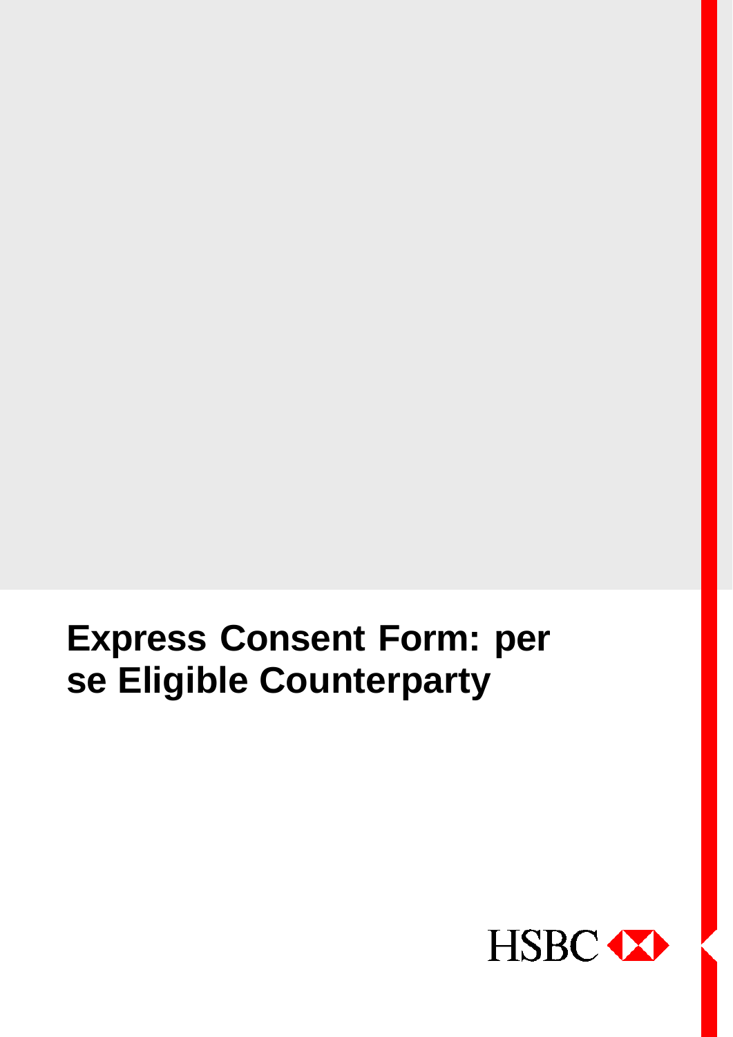# Express Consent Form: per se Eligible Counterparty

HSBC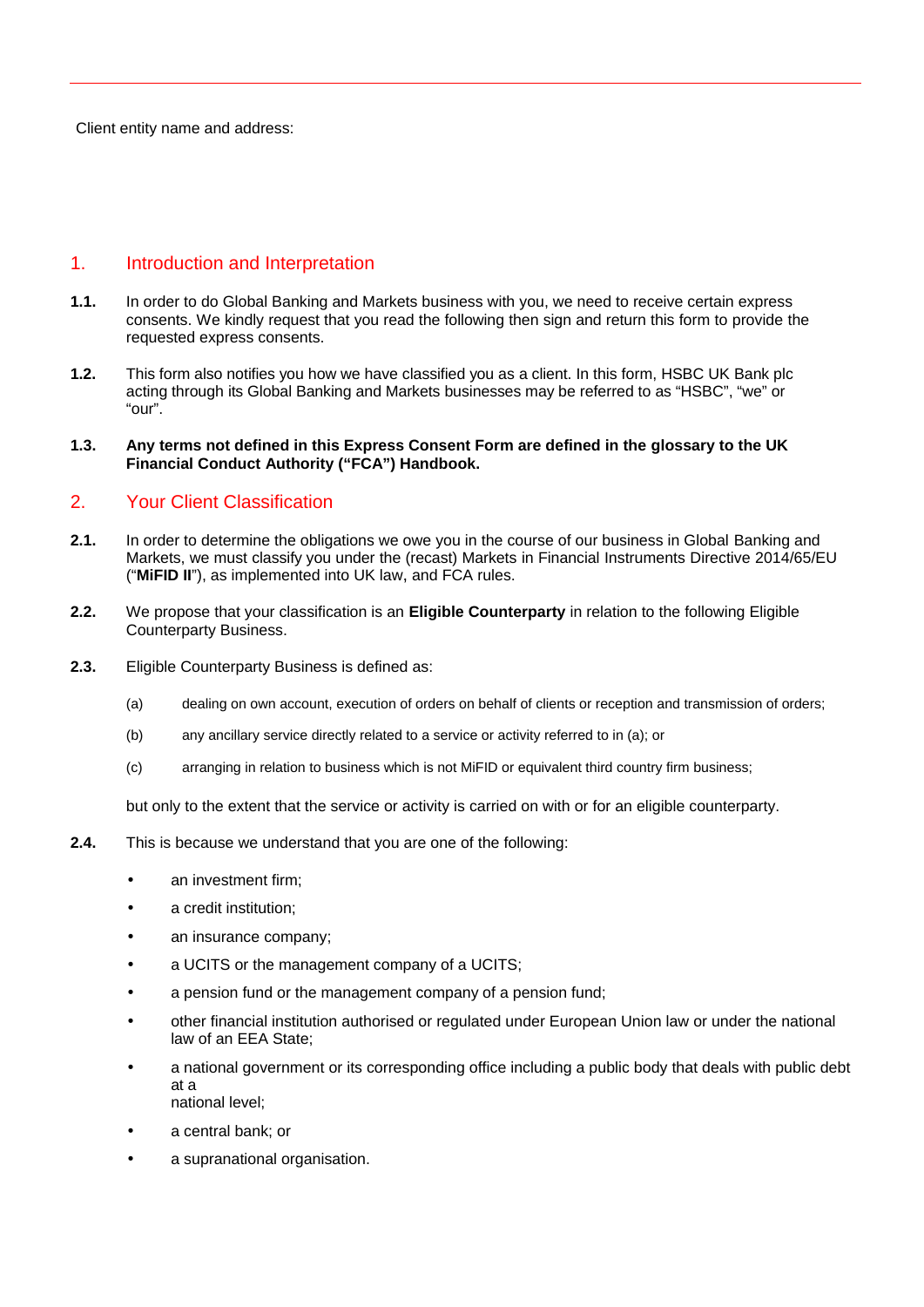Client entity name and address:

## 1. Introduction and Interpretation

**1.1.** In order to do Global Banking and Markets business with you, we need to receive certain express consents. We kindly request that you read the following then sign and return this form to provide the requested express consents.

**1.2.** This form also notifies you how we have classified you as a client. In this form, HSBC UK Bank plc acting through its Global Banking and Markets businesses may be referred to as "HSBC", "we" or "our".

**1.3. Any terms not defined in this Express Consent Form are defined in the glossary to the UK Financial Conduct Authority ("FCA") Handbook.**

## 2. Your Client Classification

**2.1.** In order to determine the obligations we owe you in the course of our business in Global Banking and Markets, we must classify you under the (recast) Markets in Financial Instruments Directive 2014/65/EU ("**MiFID II**"), as implemented into UK law, and FCA rules.

**2.2.** We propose that your classification is an **Eligible Counterparty** in relation to the following Eligible Counterparty Business.

**2.3.** Eligible Counterparty Business is defined as:

(a) dealing on own account, execution of orders on behalf of clients or reception and transmission of orders;

(b) any ancillary service directly related to a service or activity referred to in (a); or

(c) arranging in relation to business which is not MiFID or equivalent third country firm business;

but only to the extent that the service or activity is carried on with or for an eligible counterparty.

**2.4.** This is because we understand that you are one of the following:

- an investment firm;
- a credit institution;
- an insurance company;
- a UCITS or the management company of a UCITS;
- a pension fund or the management company of a pension fund;
- other financial institution authorised or regulated under European Union law or under the national law of an EEA State;
- a national government or its corresponding office including a public body that deals with public debt at a national level;
- a central bank; or
- a supranational organisation.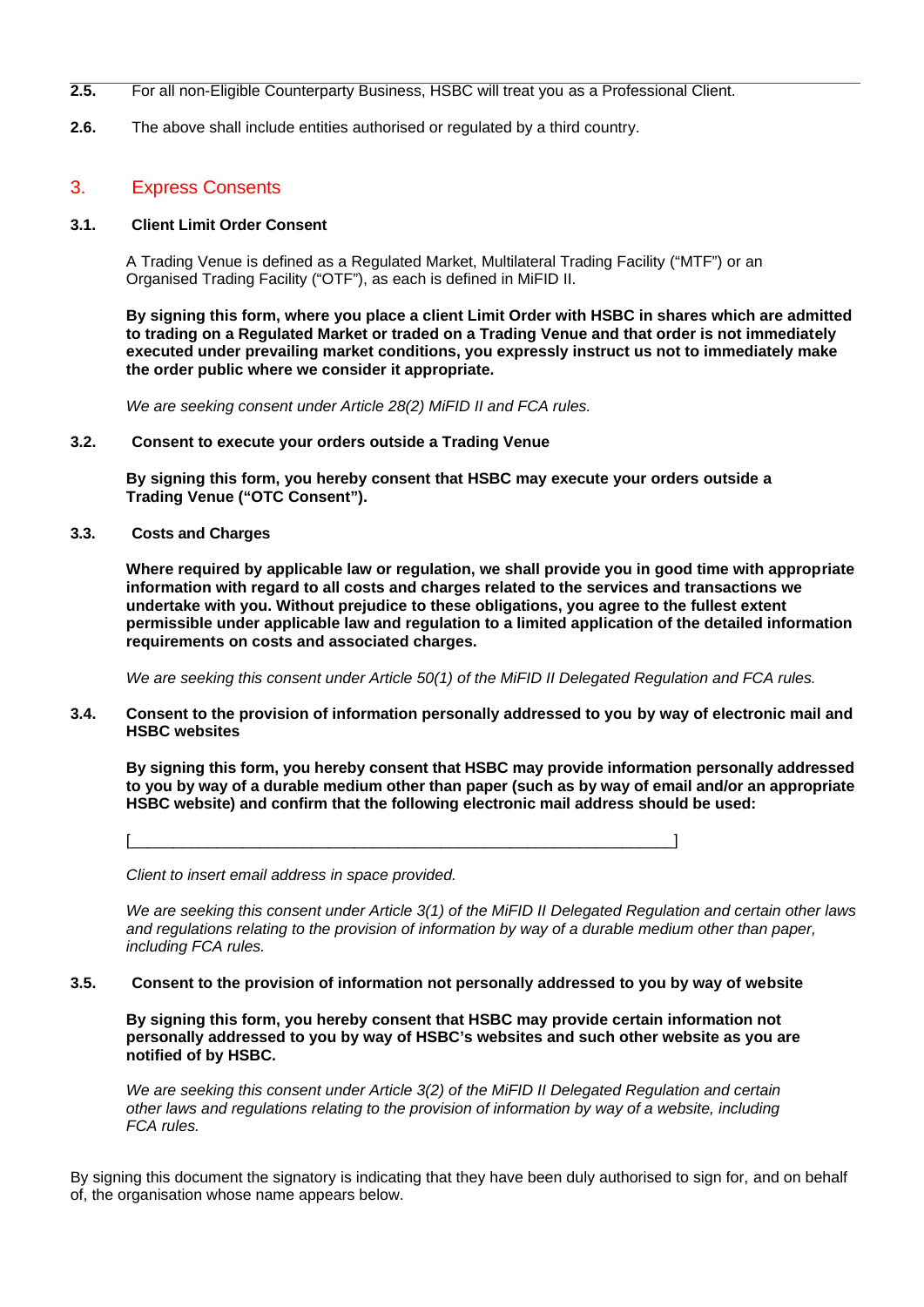**2.5.** For all non-Eligible Counterparty Business, HSBC will treat you as a Professional Client.

**2.6.** The above shall include entities authorised or regulated by a third country.

## 3. Express Consents

### 3.1. Client Limit Order Consent

A Trading Venue is defined as a Regulated Market, Multilateral Trading Facility ("MTF") or an Organised Trading Facility ("OTF"), as each is defined in MiFID II.

**By signing this form, where you place a client Limit Order with HSBC in shares which are admitted to trading on a Regulated Market or traded on a Trading Venue and that order is not immediately executed under prevailing market conditions, you expressly instruct us not to immediately make the order public where we consider it appropriate.**

*We are seeking consent under Article 28(2) MiFID II and FCA rules.*

### 3.2. Consent to execute your orders outside a Trading Venue

**By signing this form, you hereby consent that HSBC may execute your orders outside a Trading Venue ("OTC Consent").**

### 3.3. Costs and Charges

**Where required by applicable law or regulation, we shall provide you in good time with appropriate information with regard to all costs and charges related to the services and transactions we undertake with you. Without prejudice to these obligations, you agree to the fullest extent permissible under applicable law and regulation to a limited application of the detailed information requirements on costs and associated charges.**

*We are seeking this consent under Article 50(1) of the MiFID II Delegated Regulation and FCA rules.*

### 3.4. Consent to the provision of information personally addressed to you by way of electronic mail and HSBC websites

**By signing this form, you hereby consent that HSBC may provide information personally addressed to you by way of a durable medium other than paper (such as by way of email and/or an appropriate HSBC website) and confirm that the following electronic mail address should be used:**

[_______________________________________________________________]

*Client to insert email address in space provided.*

*We are seeking this consent under Article 3(1) of the MiFID II Delegated Regulation and certain other laws and regulations relating to the provision of information by way of a durable medium other than paper, including FCA rules.*

### 3.5. Consent to the provision of information not personally addressed to you by way of website

**By signing this form, you hereby consent that HSBC may provide certain information not personally addressed to you by way of HSBC's websites and such other website as you are notified of by HSBC.**

*We are seeking this consent under Article 3(2) of the MiFID II Delegated Regulation and certain other laws and regulations relating to the provision of information by way of a website, including FCA rules.*

By signing this document the signatory is indicating that they have been duly authorised to sign for, and on behalf of, the organisation whose name appears below.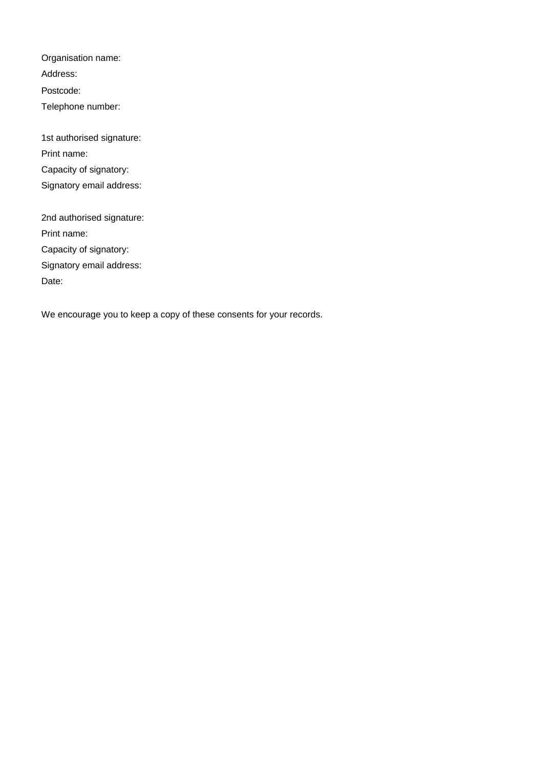Organisation name:

Address:

Postcode:

Telephone number:

1st authorised signature:

Print name:

Capacity of signatory:

Signatory email address:

2nd authorised signature:

Print name:

Capacity of signatory:

Signatory email address:

Date:

We encourage you to keep a copy of these consents for your records.